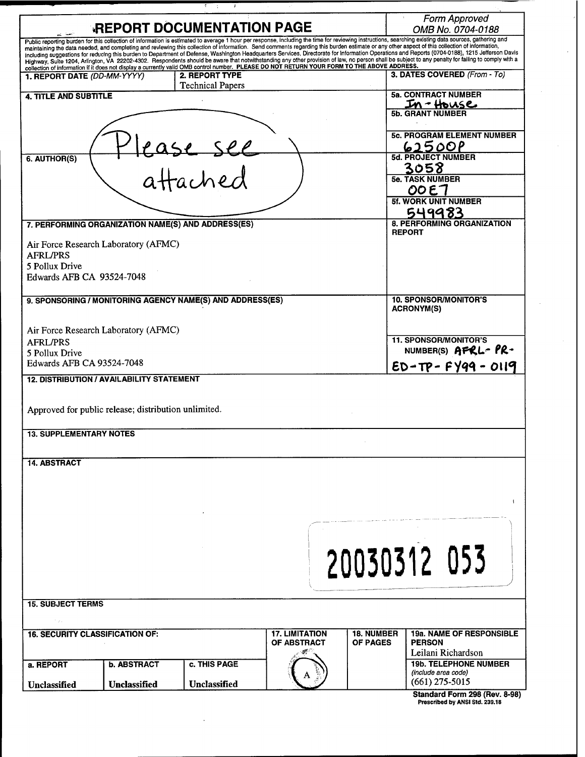# REPORT DOCUMENTATION PAGE

*Form Approved*
*OMB No. 0704-0188*

Public reporting burden for this collection of information is estimated to average 1 hour per response, including the time for reviewing instructions, searching existing data sources, gathering and maintaining the data needed, and completing and reviewing this collection of information. Send comments regarding this burden estimate or any other aspect of this collection of information, including suggestions for reducing this burden to Department of Defense, Washington Headquarters Services, Directorate for Information Operations and Reports (0704-0188), 1215 Jefferson Davis Highway, Suite 1204, Arlington, VA 22202-4302. Respondents should be aware that notwithstanding any other provision of law, no person shall be subject to any penalty for failing to comply with a collection of information if it does not display a currently valid OMB control number. **PLEASE DO NOT RETURN YOUR FORM TO THE ABOVE ADDRESS.**

| **1. REPORT DATE** *(DD-MM-YYYY)* | **2. REPORT TYPE** Technical Papers | **3. DATES COVERED** *(From - To)* |
|---|---|---|

**4. TITLE AND SUBTITLE**

Please see attached

**5a. CONTRACT NUMBER** In-House

**5b. GRANT NUMBER**

**5c. PROGRAM ELEMENT NUMBER** 62500P

**6. AUTHOR(S)**

**5d. PROJECT NUMBER** 3058

**5e. TASK NUMBER** 00E7

**5f. WORK UNIT NUMBER** 549983

**7. PERFORMING ORGANIZATION NAME(S) AND ADDRESS(ES)**

Air Force Research Laboratory (AFMC)
AFRL/PRS
5 Pollux Drive
Edwards AFB CA 93524-7048

**8. PERFORMING ORGANIZATION REPORT**

**9. SPONSORING / MONITORING AGENCY NAME(S) AND ADDRESS(ES)**

Air Force Research Laboratory (AFMC)
AFRL/PRS
5 Pollux Drive
Edwards AFB CA 93524-7048

**10. SPONSOR/MONITOR'S ACRONYM(S)**

**11. SPONSOR/MONITOR'S NUMBER(S)** AFRL-PR-ED-TP-FY99-0119

**12. DISTRIBUTION / AVAILABILITY STATEMENT**

Approved for public release; distribution unlimited.

**13. SUPPLEMENTARY NOTES**

**14. ABSTRACT**

20030312 053

**15. SUBJECT TERMS**

| **16. SECURITY CLASSIFICATION OF:** | | | **17. LIMITATION OF ABSTRACT** | **18. NUMBER OF PAGES** | **19a. NAME OF RESPONSIBLE PERSON** Leilani Richardson |
|---|---|---|---|---|---|
| **a. REPORT** | **b. ABSTRACT** | **c. THIS PAGE** | A | | **19b. TELEPHONE NUMBER** *(include area code)* |
| Unclassified | Unclassified | Unclassified | | | (661) 275-5015 |

**Standard Form 298 (Rev. 8-98)**
**Prescribed by ANSI Std. 239.18**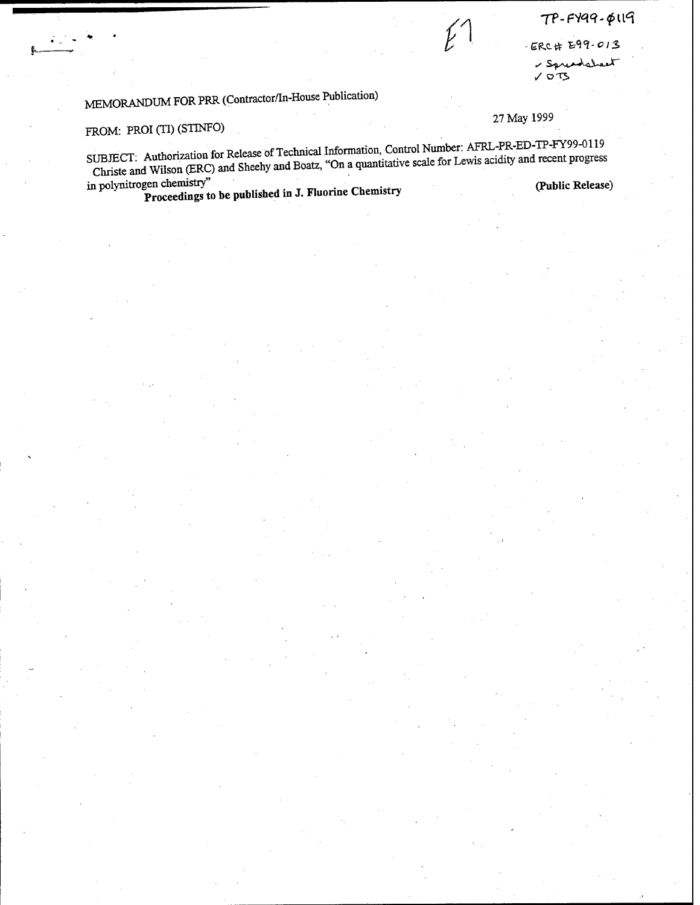E1

TP-FY99-0119

ERC# E99-013

✓ Spreadsheet

✓ OTS

MEMORANDUM FOR PRR (Contractor/In-House Publication)

FROM: PROI (TI) (STINFO)

27 May 1999

SUBJECT: Authorization for Release of Technical Information, Control Number: AFRL-PR-ED-TP-FY99-0119
Christe and Wilson (ERC) and Sheehy and Boatz, "On a quantitative scale for Lewis acidity and recent progress in polynitrogen chemistry"

**Proceedings to be published in J. Fluorine Chemistry**

**(Public Release)**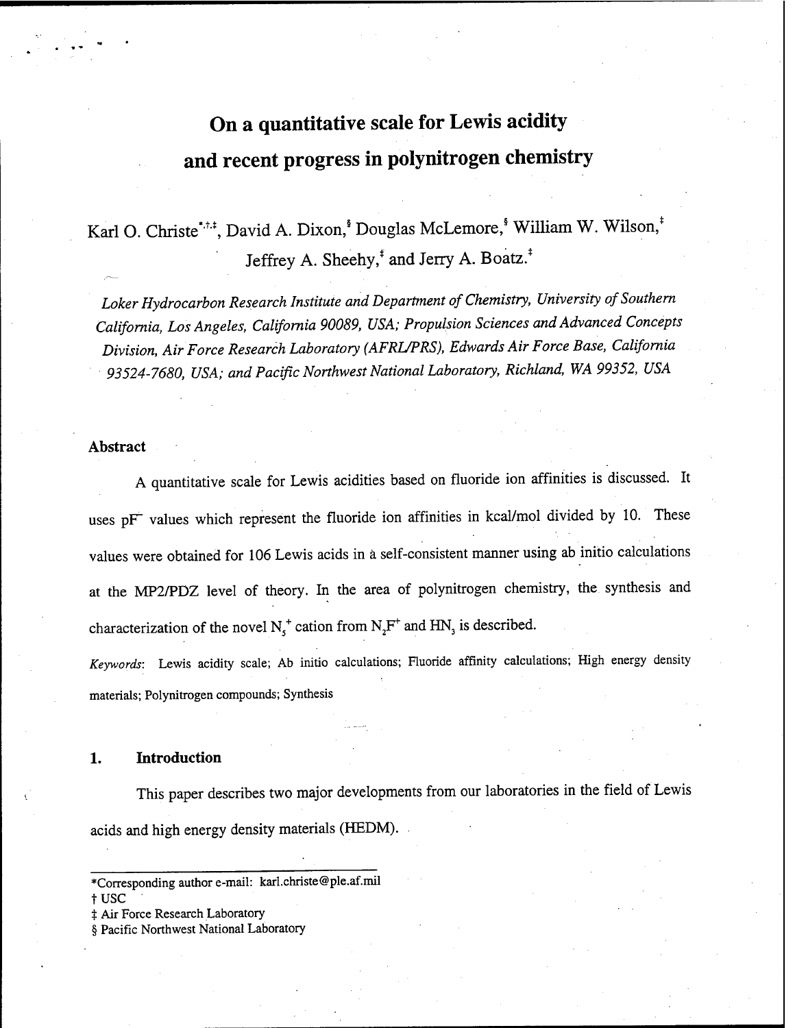# On a quantitative scale for Lewis acidity and recent progress in polynitrogen chemistry

Karl O. Christe[*,†,‡], David A. Dixon,[§] Douglas McLemore,[§] William W. Wilson,[‡] Jeffrey A. Sheehy,[‡] and Jerry A. Boatz.[‡]

*Loker Hydrocarbon Research Institute and Department of Chemistry, University of Southern California, Los Angeles, California 90089, USA; Propulsion Sciences and Advanced Concepts Division, Air Force Research Laboratory (AFRL/PRS), Edwards Air Force Base, California 93524-7680, USA; and Pacific Northwest National Laboratory, Richland, WA 99352, USA*

## Abstract

A quantitative scale for Lewis acidities based on fluoride ion affinities is discussed. It uses $pF^-$ values which represent the fluoride ion affinities in kcal/mol divided by 10. These values were obtained for 106 Lewis acids in a self-consistent manner using ab initio calculations at the MP2/PDZ level of theory. In the area of polynitrogen chemistry, the synthesis and characterization of the novel $N_5^+$ cation from $N_2F^+$ and $HN_3$ is described.

*Keywords*: Lewis acidity scale; Ab initio calculations; Fluoride affinity calculations; High energy density materials; Polynitrogen compounds; Synthesis

## 1. Introduction

This paper describes two major developments from our laboratories in the field of Lewis acids and high energy density materials (HEDM).

---

*Corresponding author e-mail: karl.christe@ple.af.mil

† USC

‡ Air Force Research Laboratory

§ Pacific Northwest National Laboratory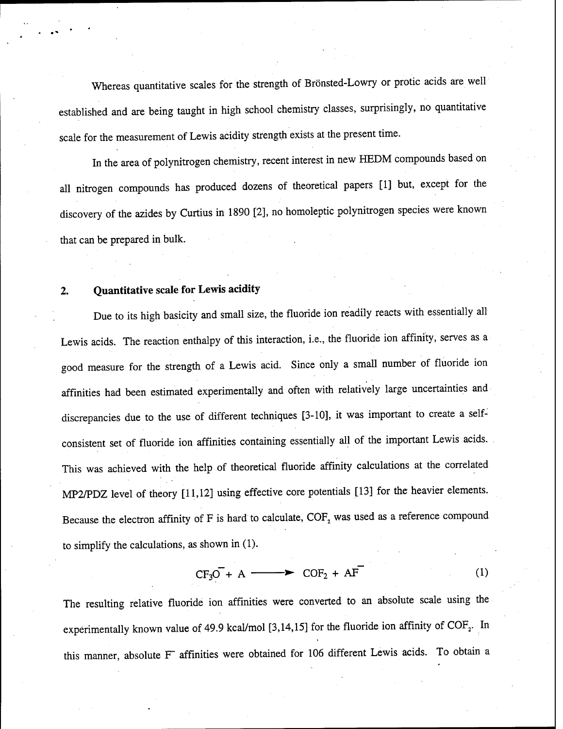Whereas quantitative scales for the strength of Brönsted-Lowry or protic acids are well established and are being taught in high school chemistry classes, surprisingly, no quantitative scale for the measurement of Lewis acidity strength exists at the present time.

In the area of polynitrogen chemistry, recent interest in new HEDM compounds based on all nitrogen compounds has produced dozens of theoretical papers [1] but, except for the discovery of the azides by Curtius in 1890 [2], no homoleptic polynitrogen species were known that can be prepared in bulk.

## 2. Quantitative scale for Lewis acidity

Due to its high basicity and small size, the fluoride ion readily reacts with essentially all Lewis acids. The reaction enthalpy of this interaction, i.e., the fluoride ion affinity, serves as a good measure for the strength of a Lewis acid. Since only a small number of fluoride ion affinities had been estimated experimentally and often with relatively large uncertainties and discrepancies due to the use of different techniques [3-10], it was important to create a self-consistent set of fluoride ion affinities containing essentially all of the important Lewis acids. This was achieved with the help of theoretical fluoride affinity calculations at the correlated MP2/PDZ level of theory [11,12] using effective core potentials [13] for the heavier elements. Because the electron affinity of F is hard to calculate, $COF_2$ was used as a reference compound to simplify the calculations, as shown in (1).

$$CF_3O^- + A \longrightarrow COF_2 + AF^- \tag{1}$$

The resulting relative fluoride ion affinities were converted to an absolute scale using the experimentally known value of 49.9 kcal/mol [3,14,15] for the fluoride ion affinity of $COF_2$. In this manner, absolute $F^-$ affinities were obtained for 106 different Lewis acids. To obtain a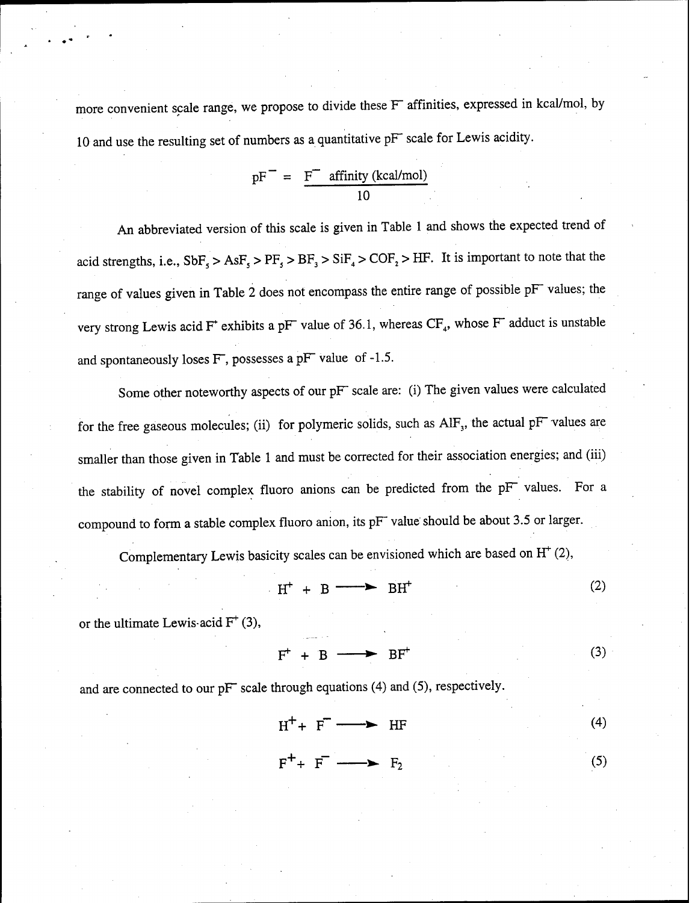more convenient scale range, we propose to divide these $F^-$ affinities, expressed in kcal/mol, by 10 and use the resulting set of numbers as a quantitative $pF^-$ scale for Lewis acidity.

$$pF^- = \frac{F^- \text{ affinity (kcal/mol)}}{10}$$

An abbreviated version of this scale is given in Table 1 and shows the expected trend of acid strengths, i.e., $SbF_5 > AsF_5 > PF_5 > BF_3 > SiF_4 > COF_2 > HF$. It is important to note that the range of values given in Table 2 does not encompass the entire range of possible $pF^-$ values; the very strong Lewis acid $F^+$ exhibits a $pF^-$ value of 36.1, whereas $CF_4$, whose $F^-$ adduct is unstable and spontaneously loses $F^-$, possesses a $pF^-$ value of -1.5.

Some other noteworthy aspects of our $pF^-$ scale are: (i) The given values were calculated for the free gaseous molecules; (ii) for polymeric solids, such as $AlF_3$, the actual $pF^-$ values are smaller than those given in Table 1 and must be corrected for their association energies; and (iii) the stability of novel complex fluoro anions can be predicted from the $pF^-$ values. For a compound to form a stable complex fluoro anion, its $pF^-$ value should be about 3.5 or larger.

Complementary Lewis basicity scales can be envisioned which are based on $H^+$ (2),

$$H^+ + B \longrightarrow BH^+ \tag{2}$$

or the ultimate Lewis-acid $F^+$ (3),

$$F^+ + B \longrightarrow BF^+ \tag{3}$$

and are connected to our $pF^-$ scale through equations (4) and (5), respectively.

$$H^+ + F^- \longrightarrow HF \tag{4}$$

$$F^+ + F^- \longrightarrow F_2 \tag{5}$$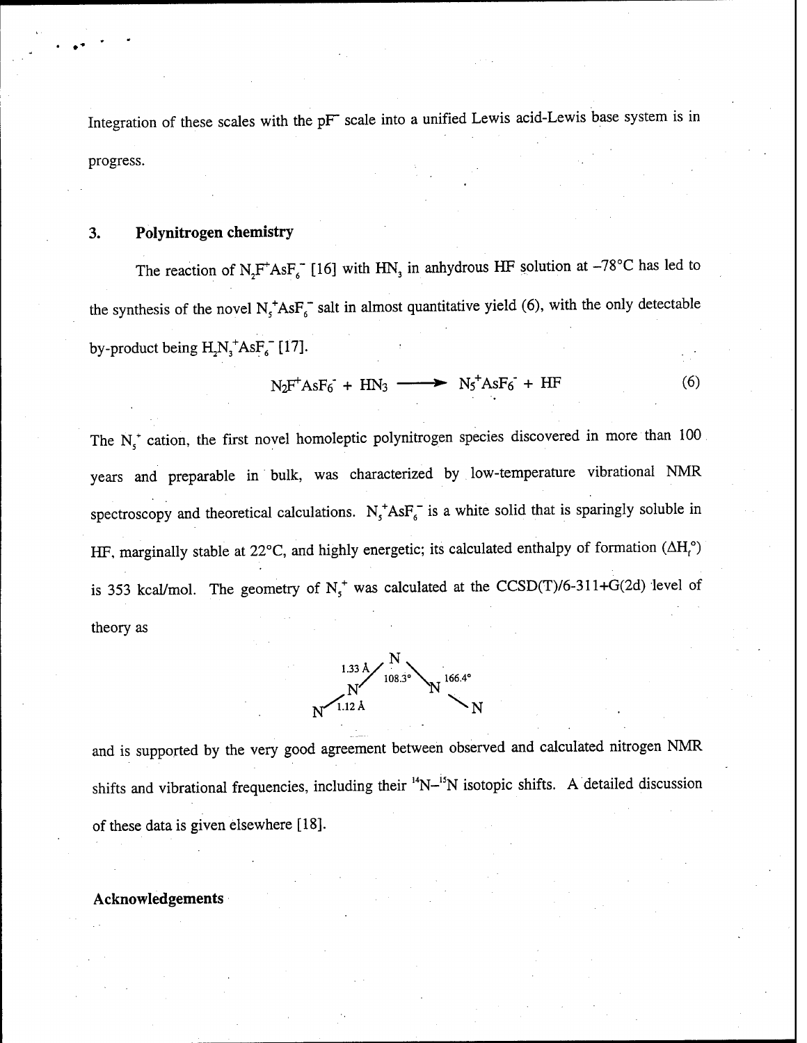Integration of these scales with the $pF^-$ scale into a unified Lewis acid-Lewis base system is in progress.

## 3. Polynitrogen chemistry

The reaction of $N_2F^+AsF_6^-$ [16] with $HN_3$ in anhydrous HF solution at –78°C has led to the synthesis of the novel $N_5^+AsF_6^-$ salt in almost quantitative yield (6), with the only detectable by-product being $H_2N_3^+AsF_6^-$ [17].

$$N_2F^+AsF_6^- + HN_3 \longrightarrow N_5^+AsF_6^- + HF \qquad (6)$$

The $N_5^+$ cation, the first novel homoleptic polynitrogen species discovered in more than 100 years and preparable in bulk, was characterized by low-temperature vibrational NMR spectroscopy and theoretical calculations. $N_5^+AsF_6^-$ is a white solid that is sparingly soluble in HF, marginally stable at 22°C, and highly energetic; its calculated enthalpy of formation ($\Delta H_f^\circ$) is 353 kcal/mol. The geometry of $N_5^+$ was calculated at the CCSD(T)/6-311+G(2d) level of theory as

N–N–N–N–N (1.12 Å, 1.33 Å, 108.3°, 166.4°)

and is supported by the very good agreement between observed and calculated nitrogen NMR shifts and vibrational frequencies, including their $^{14}N$–$^{15}N$ isotopic shifts. A detailed discussion of these data is given elsewhere [18].

**Acknowledgements**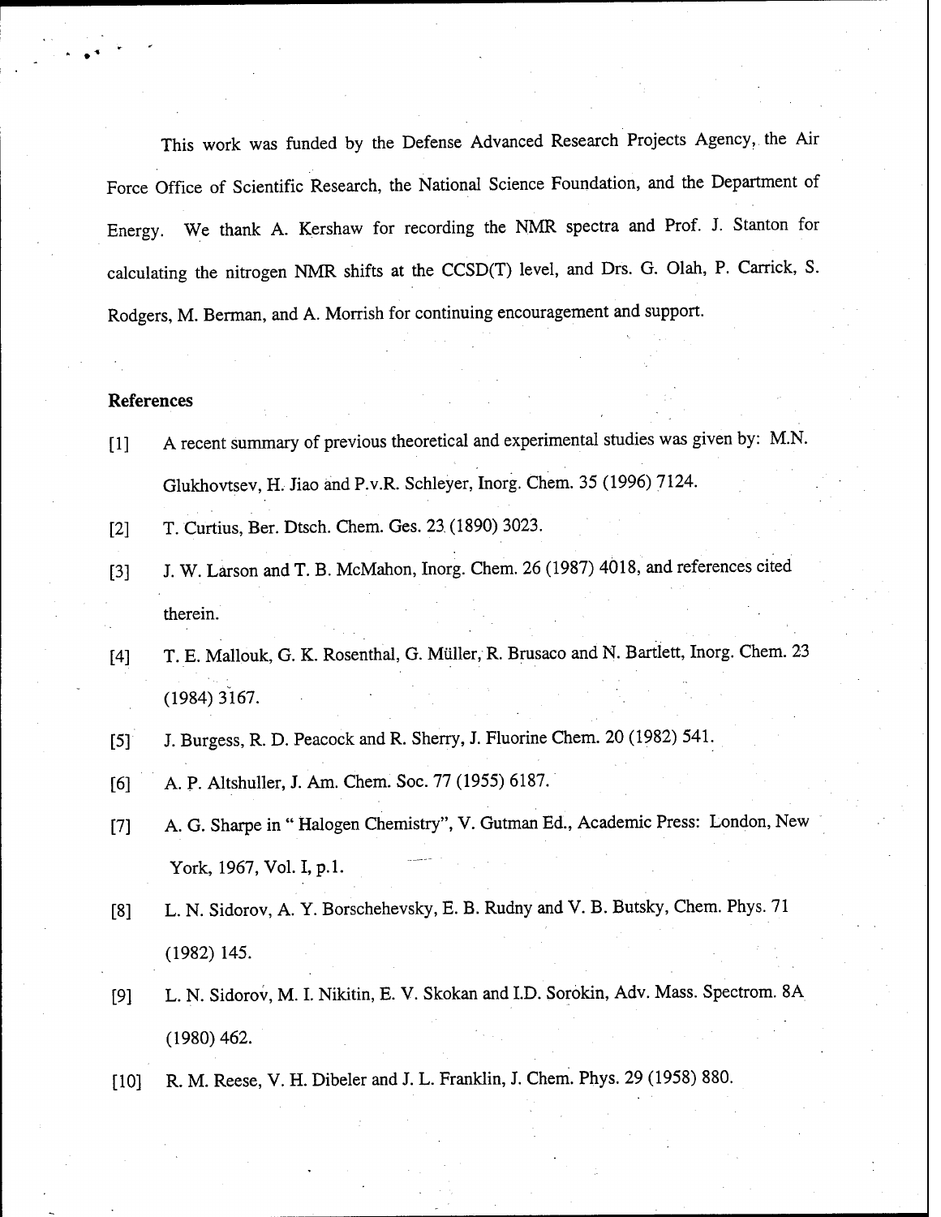This work was funded by the Defense Advanced Research Projects Agency, the Air Force Office of Scientific Research, the National Science Foundation, and the Department of Energy. We thank A. Kershaw for recording the NMR spectra and Prof. J. Stanton for calculating the nitrogen NMR shifts at the CCSD(T) level, and Drs. G. Olah, P. Carrick, S. Rodgers, M. Berman, and A. Morrish for continuing encouragement and support.

**References**

[1] A recent summary of previous theoretical and experimental studies was given by: M.N. Glukhovtsev, H. Jiao and P.v.R. Schleyer, Inorg. Chem. 35 (1996) 7124.

[2] T. Curtius, Ber. Dtsch. Chem. Ges. 23 (1890) 3023.

[3] J. W. Larson and T. B. McMahon, Inorg. Chem. 26 (1987) 4018, and references cited therein.

[4] T. E. Mallouk, G. K. Rosenthal, G. Müller, R. Brusaco and N. Bartlett, Inorg. Chem. 23 (1984) 3167.

[5] J. Burgess, R. D. Peacock and R. Sherry, J. Fluorine Chem. 20 (1982) 541.

[6] A. P. Altshuller, J. Am. Chem. Soc. 77 (1955) 6187.

[7] A. G. Sharpe in " Halogen Chemistry", V. Gutman Ed., Academic Press: London, New York, 1967, Vol. I, p.1.

[8] L. N. Sidorov, A. Y. Borschehevsky, E. B. Rudny and V. B. Butsky, Chem. Phys. 71 (1982) 145.

[9] L. N. Sidorov, M. I. Nikitin, E. V. Skokan and I.D. Sorokin, Adv. Mass. Spectrom. 8A (1980) 462.

[10] R. M. Reese, V. H. Dibeler and J. L. Franklin, J. Chem. Phys. 29 (1958) 880.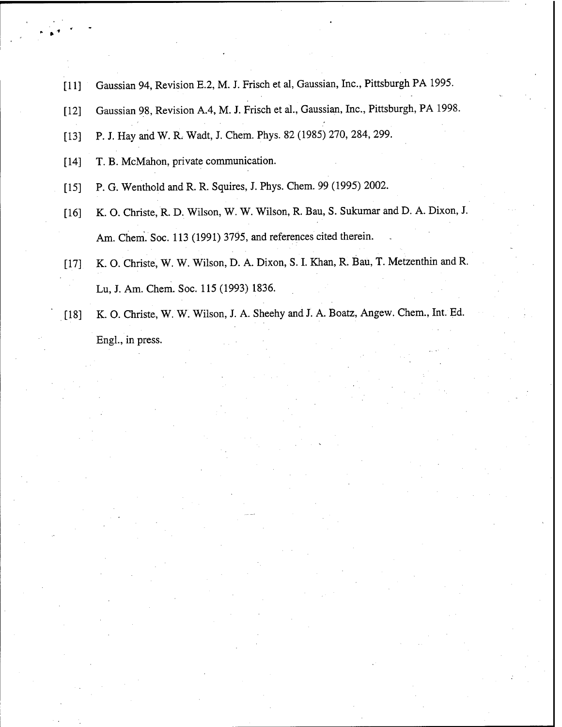[11] Gaussian 94, Revision E.2, M. J. Frisch et al, Gaussian, Inc., Pittsburgh PA 1995.

[12] Gaussian 98, Revision A.4, M. J. Frisch et al., Gaussian, Inc., Pittsburgh, PA 1998.

[13] P. J. Hay and W. R. Wadt, J. Chem. Phys. 82 (1985) 270, 284, 299.

[14] T. B. McMahon, private communication.

[15] P. G. Wenthold and R. R. Squires, J. Phys. Chem. 99 (1995) 2002.

[16] K. O. Christe, R. D. Wilson, W. W. Wilson, R. Bau, S. Sukumar and D. A. Dixon, J. Am. Chem. Soc. 113 (1991) 3795, and references cited therein.

[17] K. O. Christe, W. W. Wilson, D. A. Dixon, S. I. Khan, R. Bau, T. Metzenthin and R. Lu, J. Am. Chem. Soc. 115 (1993) 1836.

[18] K. O. Christe, W. W. Wilson, J. A. Sheehy and J. A. Boatz, Angew. Chem., Int. Ed. Engl., in press.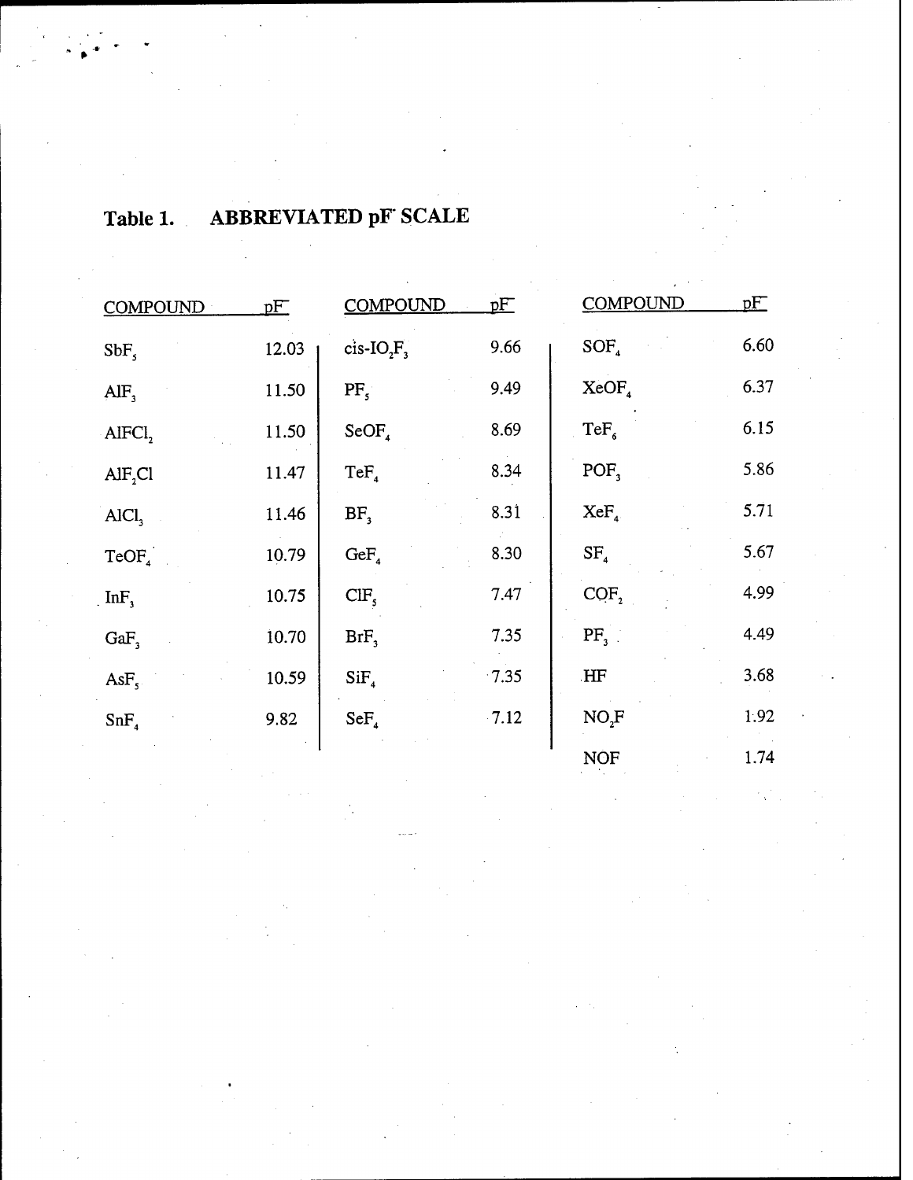## Table 1. ABBREVIATED $pF^-$ SCALE

| COMPOUND | $pF^-$ | COMPOUND | $pF^-$ | COMPOUND | $pF^-$ |
|---|---|---|---|---|---|
| $SbF_5$ | 12.03 | cis-$IO_2F_3$ | 9.66 | $SOF_4$ | 6.60 |
| $AlF_3$ | 11.50 | $PF_5$ | 9.49 | $XeOF_4$ | 6.37 |
| $AlFCl_2$ | 11.50 | $SeOF_4$ | 8.69 | $TeF_6$ | 6.15 |
| $AlF_2Cl$ | 11.47 | $TeF_4$ | 8.34 | $POF_3$ | 5.86 |
| $AlCl_3$ | 11.46 | $BF_3$ | 8.31 | $XeF_4$ | 5.71 |
| $TeOF_4$ | 10.79 | $GeF_4$ | 8.30 | $SF_4$ | 5.67 |
| $InF_3$ | 10.75 | $ClF_5$ | 7.47 | $COF_2$ | 4.99 |
| $GaF_3$ | 10.70 | $BrF_3$ | 7.35 | $PF_3$ | 4.49 |
| $AsF_5$ | 10.59 | $SiF_4$ | 7.35 | HF | 3.68 |
| $SnF_4$ | 9.82 | $SeF_4$ | 7.12 | $NO_2F$ | 1.92 |
| | | | | NOF | 1.74 |